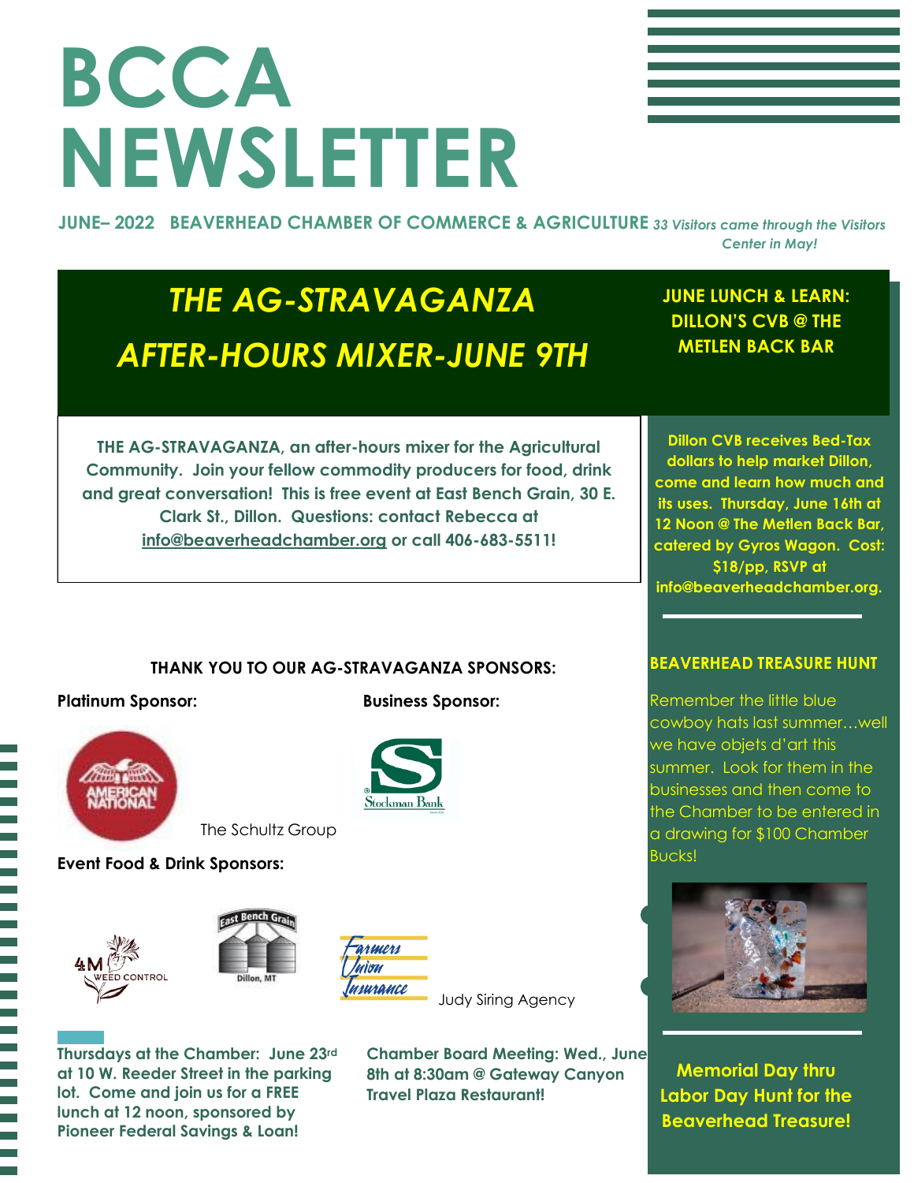# BCCA NEWSLETTER

**JUNE– 2022 BEAVERHEAD CHAMBER OF COMMERCE & AGRICULTURE** *33 Visitors came through the Visitors Center in May!*

## *THE AG-STRAVAGANZA AFTER-HOURS MIXER-JUNE 9TH*

**THE AG-STRAVAGANZA, an after-hours mixer for the Agricultural Community. Join your fellow commodity producers for food, drink and great conversation! This is free event at East Bench Grain, 30 E. Clark St., Dillon. Questions: contact Rebecca at info@beaverheadchamber.org or call 406-683-5511!**

**THANK YOU TO OUR AG-STRAVAGANZA SPONSORS:**

**Platinum Sponsor:**

American National

The Schultz Group

**Business Sponsor:**

Stockman Bank

**Event Food & Drink Sponsors:**

4M Weed Control

East Bench Grain, Dillon, MT

Farmers Union Insurance

Judy Siring Agency

**Thursdays at the Chamber: June 23rd at 10 W. Reeder Street in the parking lot. Come and join us for a FREE lunch at 12 noon, sponsored by Pioneer Federal Savings & Loan!**

**Chamber Board Meeting: Wed., June 8th at 8:30am @ Gateway Canyon Travel Plaza Restaurant!**

## JUNE LUNCH & LEARN: DILLON'S CVB @ THE METLEN BACK BAR

**Dillon CVB receives Bed-Tax dollars to help market Dillon, come and learn how much and its uses. Thursday, June 16th at 12 Noon @ The Metlen Back Bar, catered by Gyros Wagon. Cost: $18/pp, RSVP at info@beaverheadchamber.org.**

## BEAVERHEAD TREASURE HUNT

Remember the little blue cowboy hats last summer…well we have objets d'art this summer. Look for them in the businesses and then come to the Chamber to be entered in a drawing for $100 Chamber Bucks!

**Memorial Day thru Labor Day Hunt for the Beaverhead Treasure!**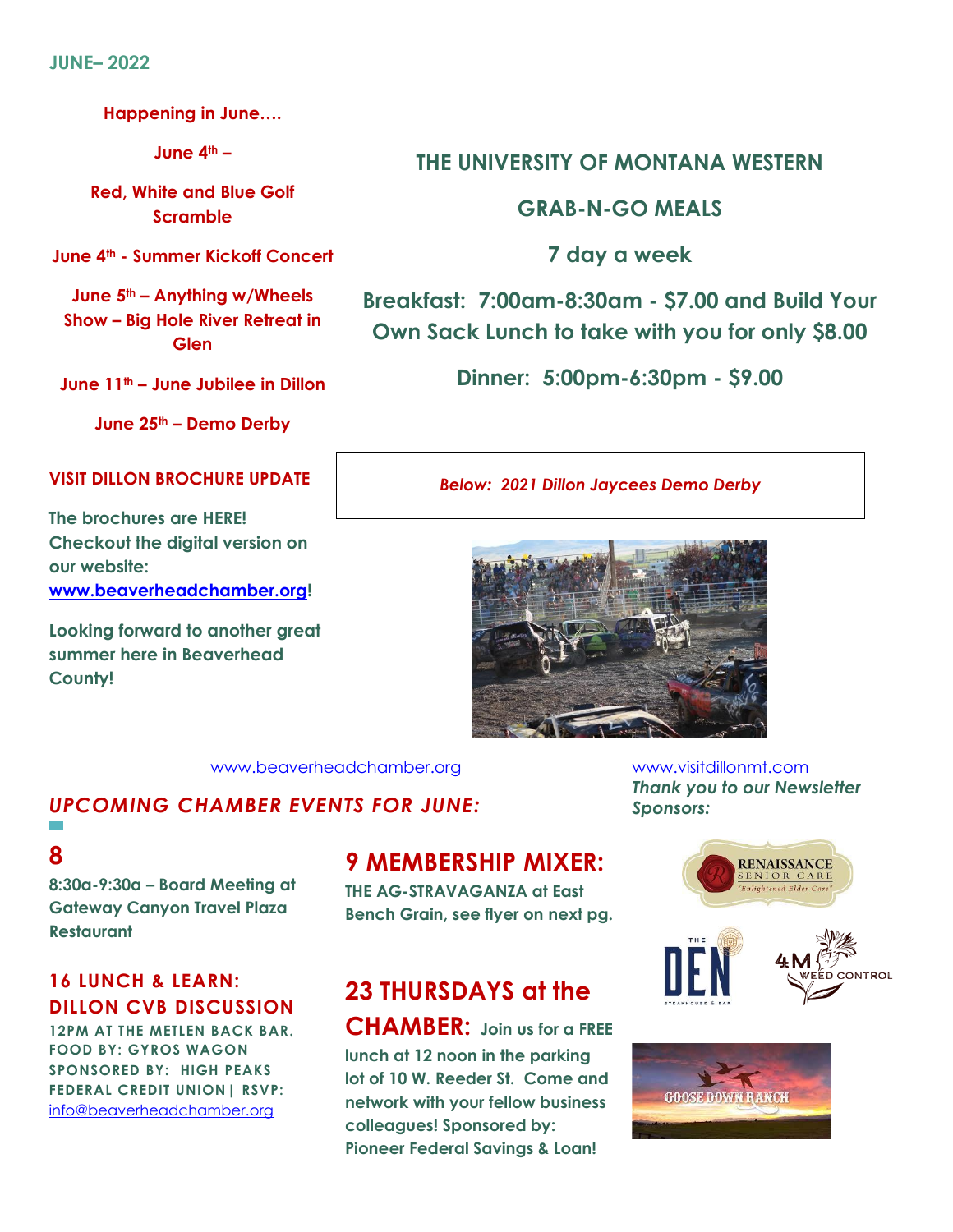JUNE– 2022

**Happening in June….**

**June 4th –**

**Red, White and Blue Golf Scramble**

**June 4th - Summer Kickoff Concert**

**June 5th – Anything w/Wheels Show – Big Hole River Retreat in Glen**

**June 11th – June Jubilee in Dillon**

**June 25th – Demo Derby**

## THE UNIVERSITY OF MONTANA WESTERN

## GRAB-N-GO MEALS

## 7 day a week

**Breakfast: 7:00am-8:30am - $7.00 and Build Your Own Sack Lunch to take with you for only $8.00**

**Dinner: 5:00pm-6:30pm - $9.00**

### VISIT DILLON BROCHURE UPDATE

**The brochures are HERE! Checkout the digital version on our website: www.beaverheadchamber.org!**

**Looking forward to another great summer here in Beaverhead County!**

*Below: 2021 Dillon Jaycees Demo Derby*

www.beaverheadchamber.org

www.visitdillonmt.com

## *UPCOMING CHAMBER EVENTS FOR JUNE:*

## 8

**8:30a-9:30a – Board Meeting at Gateway Canyon Travel Plaza Restaurant**

### 9 MEMBERSHIP MIXER:

**THE AG-STRAVAGANZA at East Bench Grain, see flyer on next pg.**

### 16 LUNCH & LEARN: DILLON CVB DISCUSSION

12PM AT THE METLEN BACK BAR.
FOOD BY: GYROS WAGON
SPONSORED BY: HIGH PEAKS FEDERAL CREDIT UNION | RSVP: info@beaverheadchamber.org

### 23 THURSDAYS at the CHAMBER:

**Join us for a FREE lunch at 12 noon in the parking lot of 10 W. Reeder St. Come and network with your fellow business colleagues! Sponsored by: Pioneer Federal Savings & Loan!**

*Thank you to our Newsletter Sponsors:*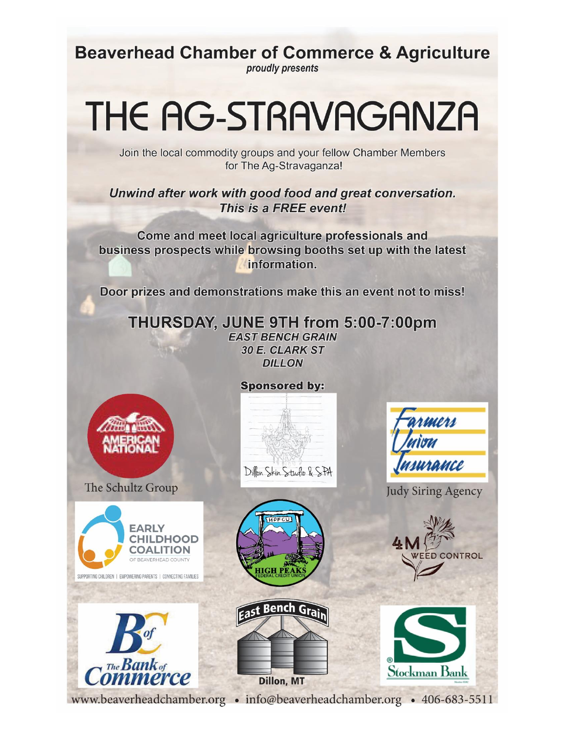**Beaverhead Chamber of Commerce & Agriculture**

*proudly presents*

# THE AG-STRAVAGANZA

Join the local commodity groups and your fellow Chamber Members for The Ag-Stravaganza!

***Unwind after work with good food and great conversation. This is a FREE event!***

**Come and meet local agriculture professionals and business prospects while browsing booths set up with the latest information.**

**Door prizes and demonstrations make this an event not to miss!**

## THURSDAY, JUNE 9TH from 5:00-7:00pm

***EAST BENCH GRAIN***
***30 E. CLARK ST***
***DILLON***

**Sponsored by:**

American National – The Schultz Group

Dillon Skin Studio & SPA

Farmers Union Insurance – Judy Siring Agency

Early Childhood Coalition of Beaverhead County – Supporting Children | Empowering Parents | Connecting Families

HPFCU – High Peaks Federal Credit Union

4M Weed Control

BC of The Bank of Commerce

East Bench Grain – Dillon, MT

Stockman Bank

www.beaverheadchamber.org • info@beaverheadchamber.org • 406-683-5511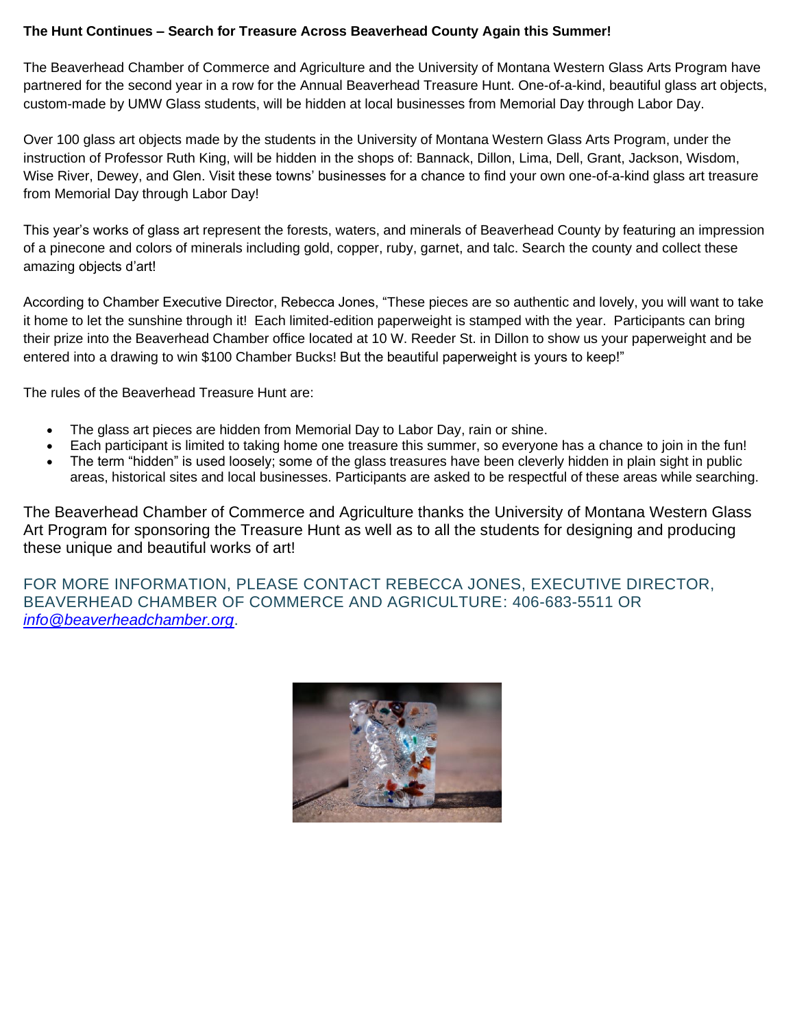**The Hunt Continues – Search for Treasure Across Beaverhead County Again this Summer!**

The Beaverhead Chamber of Commerce and Agriculture and the University of Montana Western Glass Arts Program have partnered for the second year in a row for the Annual Beaverhead Treasure Hunt. One-of-a-kind, beautiful glass art objects, custom-made by UMW Glass students, will be hidden at local businesses from Memorial Day through Labor Day.

Over 100 glass art objects made by the students in the University of Montana Western Glass Arts Program, under the instruction of Professor Ruth King, will be hidden in the shops of: Bannack, Dillon, Lima, Dell, Grant, Jackson, Wisdom, Wise River, Dewey, and Glen. Visit these towns' businesses for a chance to find your own one-of-a-kind glass art treasure from Memorial Day through Labor Day!

This year's works of glass art represent the forests, waters, and minerals of Beaverhead County by featuring an impression of a pinecone and colors of minerals including gold, copper, ruby, garnet, and talc. Search the county and collect these amazing objects d'art!

According to Chamber Executive Director, Rebecca Jones, "These pieces are so authentic and lovely, you will want to take it home to let the sunshine through it! Each limited-edition paperweight is stamped with the year. Participants can bring their prize into the Beaverhead Chamber office located at 10 W. Reeder St. in Dillon to show us your paperweight and be entered into a drawing to win $100 Chamber Bucks! But the beautiful paperweight is yours to keep!"

The rules of the Beaverhead Treasure Hunt are:

- The glass art pieces are hidden from Memorial Day to Labor Day, rain or shine.
- Each participant is limited to taking home one treasure this summer, so everyone has a chance to join in the fun!
- The term "hidden" is used loosely; some of the glass treasures have been cleverly hidden in plain sight in public areas, historical sites and local businesses. Participants are asked to be respectful of these areas while searching.

The Beaverhead Chamber of Commerce and Agriculture thanks the University of Montana Western Glass Art Program for sponsoring the Treasure Hunt as well as to all the students for designing and producing these unique and beautiful works of art!

FOR MORE INFORMATION, PLEASE CONTACT REBECCA JONES, EXECUTIVE DIRECTOR, BEAVERHEAD CHAMBER OF COMMERCE AND AGRICULTURE: 406-683-5511 OR *info@beaverheadchamber.org*.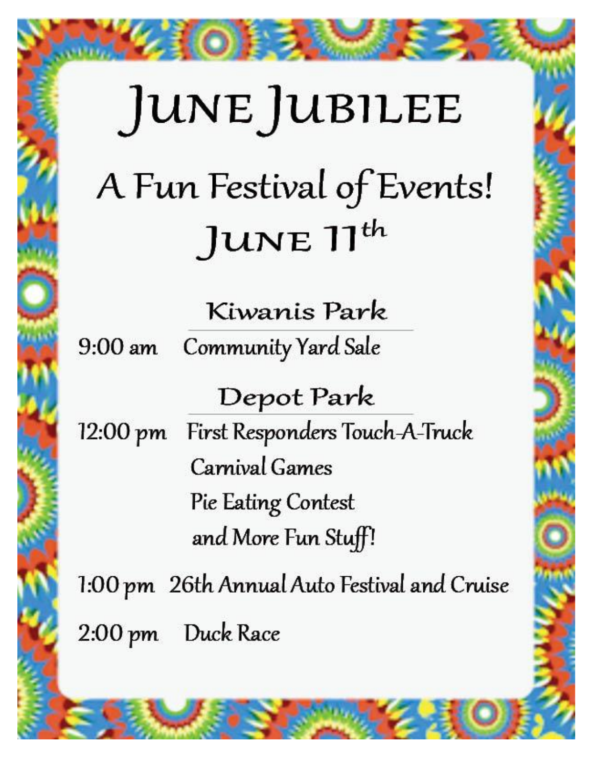# June Jubilee

## A Fun Festival of Events!

## June 11th

### Kiwanis Park

9:00 am Community Yard Sale

### Depot Park

12:00 pm First Responders Touch-A-Truck
Carnival Games
Pie Eating Contest
and More Fun Stuff!

1:00 pm 26th Annual Auto Festival and Cruise

2:00 pm Duck Race